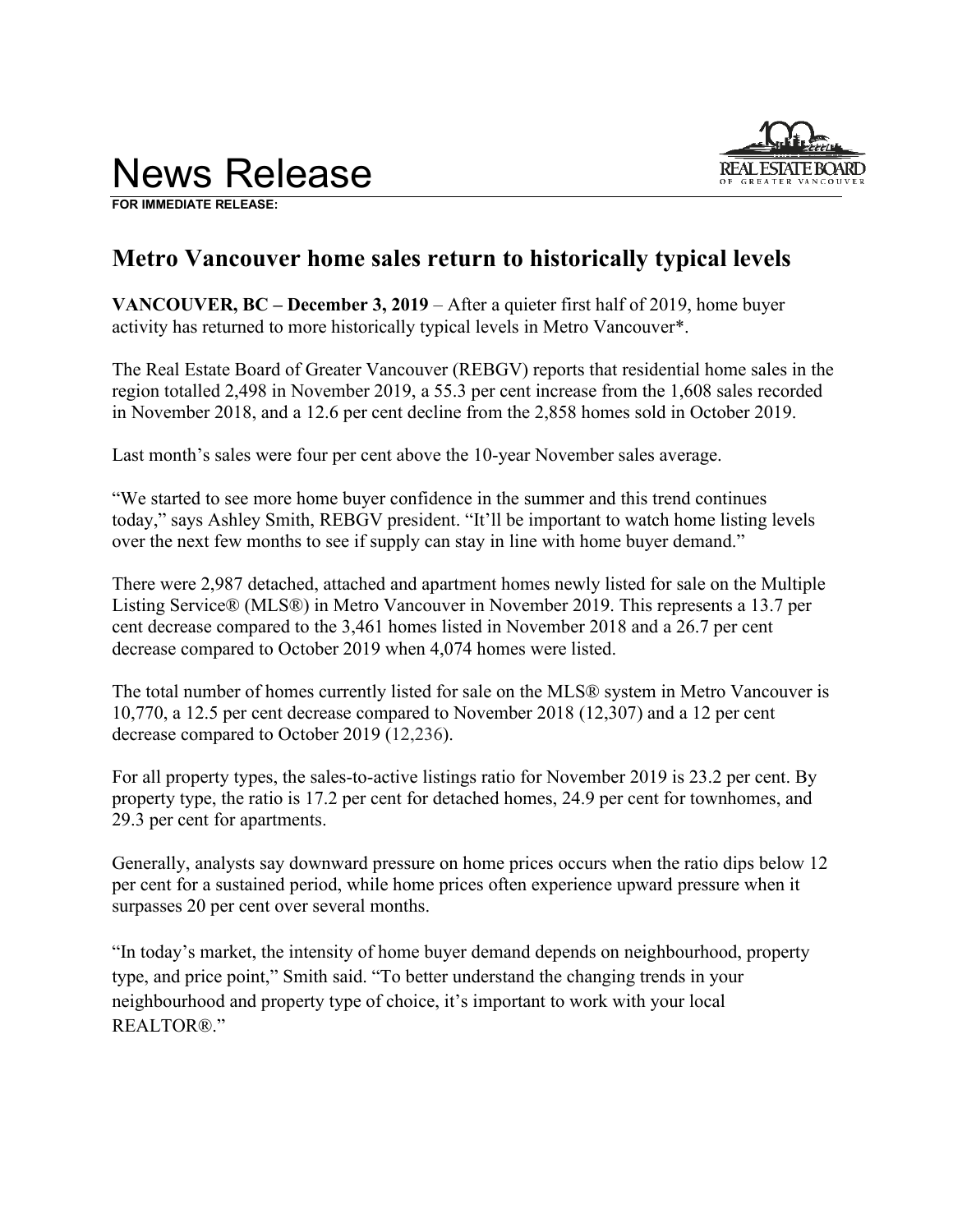# News Release

**FOR IMMEDIATE RELEASE:**

## Metro Vancouver home sales return to historically typical levels

**VANCOUVER, BC – December 3, 2019** – After a quieter first half of 2019, home buyer activity has returned to more historically typical levels in Metro Vancouver*.

The Real Estate Board of Greater Vancouver (REBGV) reports that residential home sales in the region totalled 2,498 in November 2019, a 55.3 per cent increase from the 1,608 sales recorded in November 2018, and a 12.6 per cent decline from the 2,858 homes sold in October 2019.

Last month's sales were four per cent above the 10-year November sales average.

"We started to see more home buyer confidence in the summer and this trend continues today," says Ashley Smith, REBGV president. "It'll be important to watch home listing levels over the next few months to see if supply can stay in line with home buyer demand."

There were 2,987 detached, attached and apartment homes newly listed for sale on the Multiple Listing Service® (MLS®) in Metro Vancouver in November 2019. This represents a 13.7 per cent decrease compared to the 3,461 homes listed in November 2018 and a 26.7 per cent decrease compared to October 2019 when 4,074 homes were listed.

The total number of homes currently listed for sale on the MLS® system in Metro Vancouver is 10,770, a 12.5 per cent decrease compared to November 2018 (12,307) and a 12 per cent decrease compared to October 2019 (12,236).

For all property types, the sales-to-active listings ratio for November 2019 is 23.2 per cent. By property type, the ratio is 17.2 per cent for detached homes, 24.9 per cent for townhomes, and 29.3 per cent for apartments.

Generally, analysts say downward pressure on home prices occurs when the ratio dips below 12 per cent for a sustained period, while home prices often experience upward pressure when it surpasses 20 per cent over several months.

"In today's market, the intensity of home buyer demand depends on neighbourhood, property type, and price point," Smith said. "To better understand the changing trends in your neighbourhood and property type of choice, it's important to work with your local REALTOR®."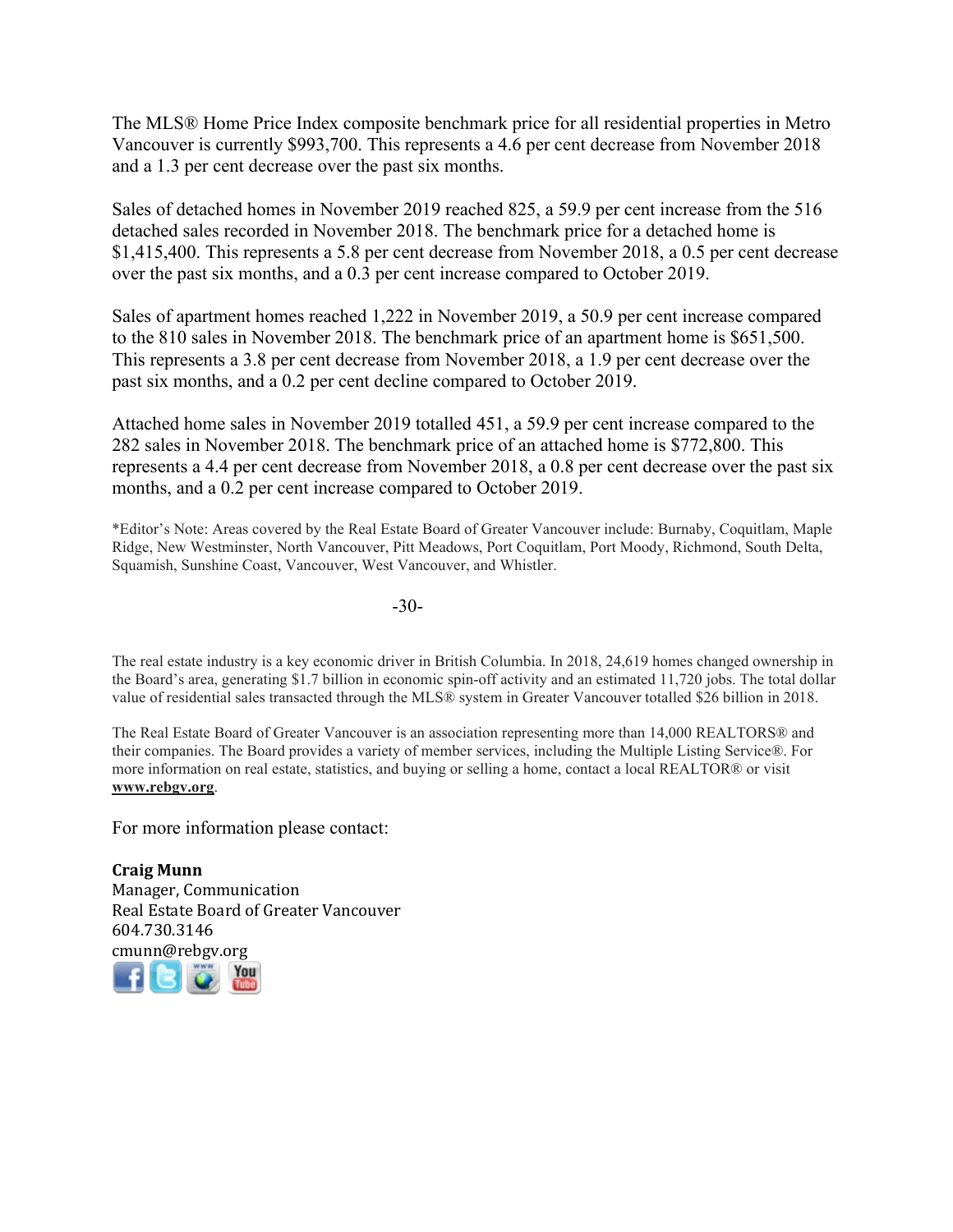The MLS® Home Price Index composite benchmark price for all residential properties in Metro Vancouver is currently $993,700. This represents a 4.6 per cent decrease from November 2018 and a 1.3 per cent decrease over the past six months.

Sales of detached homes in November 2019 reached 825, a 59.9 per cent increase from the 516 detached sales recorded in November 2018. The benchmark price for a detached home is $1,415,400. This represents a 5.8 per cent decrease from November 2018, a 0.5 per cent decrease over the past six months, and a 0.3 per cent increase compared to October 2019.

Sales of apartment homes reached 1,222 in November 2019, a 50.9 per cent increase compared to the 810 sales in November 2018. The benchmark price of an apartment home is $651,500. This represents a 3.8 per cent decrease from November 2018, a 1.9 per cent decrease over the past six months, and a 0.2 per cent decline compared to October 2019.

Attached home sales in November 2019 totalled 451, a 59.9 per cent increase compared to the 282 sales in November 2018. The benchmark price of an attached home is $772,800. This represents a 4.4 per cent decrease from November 2018, a 0.8 per cent decrease over the past six months, and a 0.2 per cent increase compared to October 2019.

*Editor's Note: Areas covered by the Real Estate Board of Greater Vancouver include: Burnaby, Coquitlam, Maple Ridge, New Westminster, North Vancouver, Pitt Meadows, Port Coquitlam, Port Moody, Richmond, South Delta, Squamish, Sunshine Coast, Vancouver, West Vancouver, and Whistler.

-30-

The real estate industry is a key economic driver in British Columbia. In 2018, 24,619 homes changed ownership in the Board's area, generating $1.7 billion in economic spin-off activity and an estimated 11,720 jobs. The total dollar value of residential sales transacted through the MLS® system in Greater Vancouver totalled $26 billion in 2018.

The Real Estate Board of Greater Vancouver is an association representing more than 14,000 REALTORS® and their companies. The Board provides a variety of member services, including the Multiple Listing Service®. For more information on real estate, statistics, and buying or selling a home, contact a local REALTOR® or visit **www.rebgv.org**.

For more information please contact:

**Craig Munn**
Manager, Communication
Real Estate Board of Greater Vancouver
604.730.3146
cmunn@rebgv.org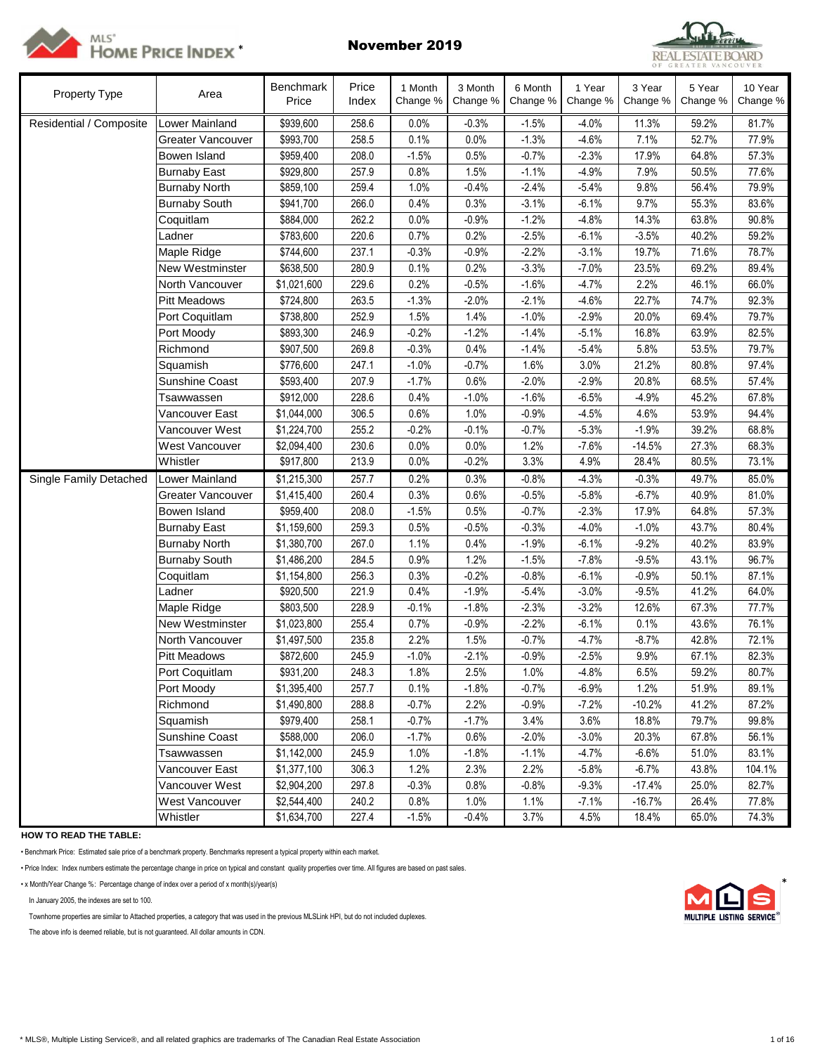# MLS® HOME PRICE INDEX*

## November 2019

| Property Type | Area | Benchmark Price | Price Index | 1 Month Change % | 3 Month Change % | 6 Month Change % | 1 Year Change % | 3 Year Change % | 5 Year Change % | 10 Year Change % |
|---|---|---|---|---|---|---|---|---|---|---|
| Residential / Composite | Lower Mainland | $939,600 | 258.6 | 0.0% | -0.3% | -1.5% | -4.0% | 11.3% | 59.2% | 81.7% |
| | Greater Vancouver | $993,700 | 258.5 | 0.1% | 0.0% | -1.3% | -4.6% | 7.1% | 52.7% | 77.9% |
| | Bowen Island | $959,400 | 208.0 | -1.5% | 0.5% | -0.7% | -2.3% | 17.9% | 64.8% | 57.3% |
| | Burnaby East | $929,800 | 257.9 | 0.8% | 1.5% | -1.1% | -4.9% | 7.9% | 50.5% | 77.6% |
| | Burnaby North | $859,100 | 259.4 | 1.0% | -0.4% | -2.4% | -5.4% | 9.8% | 56.4% | 79.9% |
| | Burnaby South | $941,700 | 266.0 | 0.4% | 0.3% | -3.1% | -6.1% | 9.7% | 55.3% | 83.6% |
| | Coquitlam | $884,000 | 262.2 | 0.0% | -0.9% | -1.2% | -4.8% | 14.3% | 63.8% | 90.8% |
| | Ladner | $783,600 | 220.6 | 0.7% | 0.2% | -2.5% | -6.1% | -3.5% | 40.2% | 59.2% |
| | Maple Ridge | $744,600 | 237.1 | -0.3% | -0.9% | -2.2% | -3.1% | 19.7% | 71.6% | 78.7% |
| | New Westminster | $638,500 | 280.9 | 0.1% | 0.2% | -3.3% | -7.0% | 23.5% | 69.2% | 89.4% |
| | North Vancouver | $1,021,600 | 229.6 | 0.2% | -0.5% | -1.6% | -4.7% | 2.2% | 46.1% | 66.0% |
| | Pitt Meadows | $724,800 | 263.5 | -1.3% | -2.0% | -2.1% | -4.6% | 22.7% | 74.7% | 92.3% |
| | Port Coquitlam | $738,800 | 252.9 | 1.5% | 1.4% | -1.0% | -2.9% | 20.0% | 69.4% | 79.7% |
| | Port Moody | $893,300 | 246.9 | -0.2% | -1.2% | -1.4% | -5.1% | 16.8% | 63.9% | 82.5% |
| | Richmond | $907,500 | 269.8 | -0.3% | 0.4% | -1.4% | -5.4% | 5.8% | 53.5% | 79.7% |
| | Squamish | $776,600 | 247.1 | -1.0% | -0.7% | 1.6% | 3.0% | 21.2% | 80.8% | 97.4% |
| | Sunshine Coast | $593,400 | 207.9 | -1.7% | 0.6% | -2.0% | -2.9% | 20.8% | 68.5% | 57.4% |
| | Tsawwassen | $912,000 | 228.6 | 0.4% | -1.0% | -1.6% | -6.5% | -4.9% | 45.2% | 67.8% |
| | Vancouver East | $1,044,000 | 306.5 | 0.6% | 1.0% | -0.9% | -4.5% | 4.6% | 53.9% | 94.4% |
| | Vancouver West | $1,224,700 | 255.2 | -0.2% | -0.1% | -0.7% | -5.3% | -1.9% | 39.2% | 68.8% |
| | West Vancouver | $2,094,400 | 230.6 | 0.0% | 0.0% | 1.2% | -7.6% | -14.5% | 27.3% | 68.3% |
| | Whistler | $917,800 | 213.9 | 0.0% | -0.2% | 3.3% | 4.9% | 28.4% | 80.5% | 73.1% |
| Single Family Detached | Lower Mainland | $1,215,300 | 257.7 | 0.2% | 0.3% | -0.8% | -4.3% | -0.3% | 49.7% | 85.0% |
| | Greater Vancouver | $1,415,400 | 260.4 | 0.3% | 0.6% | -0.5% | -5.8% | -6.7% | 40.9% | 81.0% |
| | Bowen Island | $959,400 | 208.0 | -1.5% | 0.5% | -0.7% | -2.3% | 17.9% | 64.8% | 57.3% |
| | Burnaby East | $1,159,600 | 259.3 | 0.5% | -0.5% | -0.3% | -4.0% | -1.0% | 43.7% | 80.4% |
| | Burnaby North | $1,380,700 | 267.0 | 1.1% | 0.4% | -1.9% | -6.1% | -9.2% | 40.2% | 83.9% |
| | Burnaby South | $1,486,200 | 284.5 | 0.9% | 1.2% | -1.5% | -7.8% | -9.5% | 43.1% | 96.7% |
| | Coquitlam | $1,154,800 | 256.3 | 0.3% | -0.2% | -0.8% | -6.1% | -0.9% | 50.1% | 87.1% |
| | Ladner | $920,500 | 221.9 | 0.4% | -1.9% | -5.4% | -3.0% | -9.5% | 41.2% | 64.0% |
| | Maple Ridge | $803,500 | 228.9 | -0.1% | -1.8% | -2.3% | -3.2% | 12.6% | 67.3% | 77.7% |
| | New Westminster | $1,023,800 | 255.4 | 0.7% | -0.9% | -2.2% | -6.1% | 0.1% | 43.6% | 76.1% |
| | North Vancouver | $1,497,500 | 235.8 | 2.2% | 1.5% | -0.7% | -4.7% | -8.7% | 42.8% | 72.1% |
| | Pitt Meadows | $872,600 | 245.9 | -1.0% | -2.1% | -0.9% | -2.5% | 9.9% | 67.1% | 82.3% |
| | Port Coquitlam | $931,200 | 248.3 | 1.8% | 2.5% | 1.0% | -4.8% | 6.5% | 59.2% | 80.7% |
| | Port Moody | $1,395,400 | 257.7 | 0.1% | -1.8% | -0.7% | -6.9% | 1.2% | 51.9% | 89.1% |
| | Richmond | $1,490,800 | 288.8 | -0.7% | 2.2% | -0.9% | -7.2% | -10.2% | 41.2% | 87.2% |
| | Squamish | $979,400 | 258.1 | -0.7% | -1.7% | 3.4% | 3.6% | 18.8% | 79.7% | 99.8% |
| | Sunshine Coast | $588,000 | 206.0 | -1.7% | 0.6% | -2.0% | -3.0% | 20.3% | 67.8% | 56.1% |
| | Tsawwassen | $1,142,000 | 245.9 | 1.0% | -1.8% | -1.1% | -4.7% | -6.6% | 51.0% | 83.1% |
| | Vancouver East | $1,377,100 | 306.3 | 1.2% | 2.3% | 2.2% | -5.8% | -6.7% | 43.8% | 104.1% |
| | Vancouver West | $2,904,200 | 297.8 | -0.3% | 0.8% | -0.8% | -9.3% | -17.4% | 25.0% | 82.7% |
| | West Vancouver | $2,544,400 | 240.2 | 0.8% | 1.0% | 1.1% | -7.1% | -16.7% | 26.4% | 77.8% |
| | Whistler | $1,634,700 | 227.4 | -1.5% | -0.4% | 3.7% | 4.5% | 18.4% | 65.0% | 74.3% |

**HOW TO READ THE TABLE:**

- Benchmark Price: Estimated sale price of a benchmark property. Benchmarks represent a typical property within each market.
- Price Index: Index numbers estimate the percentage change in price on typical and constant quality properties over time. All figures are based on past sales.
- x Month/Year Change %: Percentage change of index over a period of x month(s)/year(s)

In January 2005, the indexes are set to 100.

Townhome properties are similar to Attached properties, a category that was used in the previous MLSLink HPI, but do not included duplexes.

The above info is deemed reliable, but is not guaranteed. All dollar amounts in CDN.

* MLS®, Multiple Listing Service®, and all related graphics are trademarks of The Canadian Real Estate Association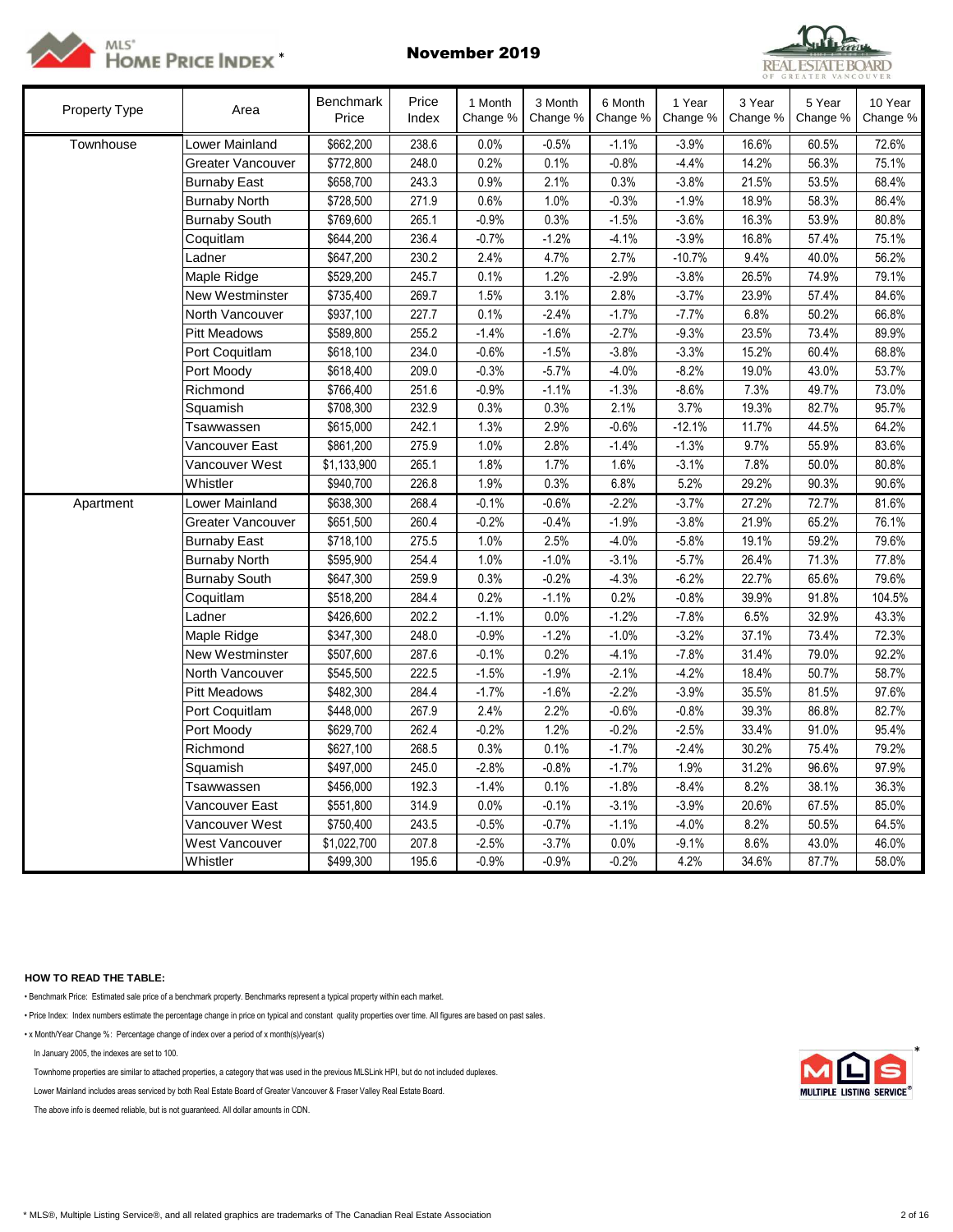**MLS® HOME PRICE INDEX ***

**November 2019**

| Property Type | Area | Benchmark Price | Price Index | 1 Month Change % | 3 Month Change % | 6 Month Change % | 1 Year Change % | 3 Year Change % | 5 Year Change % | 10 Year Change % |
|---|---|---|---|---|---|---|---|---|---|---|
| Townhouse | Lower Mainland | $662,200 | 238.6 | 0.0% | -0.5% | -1.1% | -3.9% | 16.6% | 60.5% | 72.6% |
| | Greater Vancouver | $772,800 | 248.0 | 0.2% | 0.1% | -0.8% | -4.4% | 14.2% | 56.3% | 75.1% |
| | Burnaby East | $658,700 | 243.3 | 0.9% | 2.1% | 0.3% | -3.8% | 21.5% | 53.5% | 68.4% |
| | Burnaby North | $728,500 | 271.9 | 0.6% | 1.0% | -0.3% | -1.9% | 18.9% | 58.3% | 86.4% |
| | Burnaby South | $769,600 | 265.1 | -0.9% | 0.3% | -1.5% | -3.6% | 16.3% | 53.9% | 80.8% |
| | Coquitlam | $644,200 | 236.4 | -0.7% | -1.2% | -4.1% | -3.9% | 16.8% | 57.4% | 75.1% |
| | Ladner | $647,200 | 230.2 | 2.4% | 4.7% | 2.7% | -10.7% | 9.4% | 40.0% | 56.2% |
| | Maple Ridge | $529,200 | 245.7 | 0.1% | 1.2% | -2.9% | -3.8% | 26.5% | 74.9% | 79.1% |
| | New Westminster | $735,400 | 269.7 | 1.5% | 3.1% | 2.8% | -3.7% | 23.9% | 57.4% | 84.6% |
| | North Vancouver | $937,100 | 227.7 | 0.1% | -2.4% | -1.7% | -7.7% | 6.8% | 50.2% | 66.8% |
| | Pitt Meadows | $589,800 | 255.2 | -1.4% | -1.6% | -2.7% | -9.3% | 23.5% | 73.4% | 89.9% |
| | Port Coquitlam | $618,100 | 234.0 | -0.6% | -1.5% | -3.8% | -3.3% | 15.2% | 60.4% | 68.8% |
| | Port Moody | $618,400 | 209.0 | -0.3% | -5.7% | -4.0% | -8.2% | 19.0% | 43.0% | 53.7% |
| | Richmond | $766,400 | 251.6 | -0.9% | -1.1% | -1.3% | -8.6% | 7.3% | 49.7% | 73.0% |
| | Squamish | $708,300 | 232.9 | 0.3% | 0.3% | 2.1% | 3.7% | 19.3% | 82.7% | 95.7% |
| | Tsawwassen | $615,000 | 242.1 | 1.3% | 2.9% | -0.6% | -12.1% | 11.7% | 44.5% | 64.2% |
| | Vancouver East | $861,200 | 275.9 | 1.0% | 2.8% | -1.4% | -1.3% | 9.7% | 55.9% | 83.6% |
| | Vancouver West | $1,133,900 | 265.1 | 1.8% | 1.7% | 1.6% | -3.1% | 7.8% | 50.0% | 80.8% |
| | Whistler | $940,700 | 226.8 | 1.9% | 0.3% | 6.8% | 5.2% | 29.2% | 90.3% | 90.6% |
| Apartment | Lower Mainland | $638,300 | 268.4 | -0.1% | -0.6% | -2.2% | -3.7% | 27.2% | 72.7% | 81.6% |
| | Greater Vancouver | $651,500 | 260.4 | -0.2% | -0.4% | -1.9% | -3.8% | 21.9% | 65.2% | 76.1% |
| | Burnaby East | $718,100 | 275.5 | 1.0% | 2.5% | -4.0% | -5.8% | 19.1% | 59.2% | 79.6% |
| | Burnaby North | $595,900 | 254.4 | 1.0% | -1.0% | -3.1% | -5.7% | 26.4% | 71.3% | 77.8% |
| | Burnaby South | $647,300 | 259.9 | 0.3% | -0.2% | -4.3% | -6.2% | 22.7% | 65.6% | 79.6% |
| | Coquitlam | $518,200 | 284.4 | 0.2% | -1.1% | 0.2% | -0.8% | 39.9% | 91.8% | 104.5% |
| | Ladner | $426,600 | 202.2 | -1.1% | 0.0% | -1.2% | -7.8% | 6.5% | 32.9% | 43.3% |
| | Maple Ridge | $347,300 | 248.0 | -0.9% | -1.2% | -1.0% | -3.2% | 37.1% | 73.4% | 72.3% |
| | New Westminster | $507,600 | 287.6 | -0.1% | 0.2% | -4.1% | -7.8% | 31.4% | 79.0% | 92.2% |
| | North Vancouver | $545,500 | 222.5 | -1.5% | -1.9% | -2.1% | -4.2% | 18.4% | 50.7% | 58.7% |
| | Pitt Meadows | $482,300 | 284.4 | -1.7% | -1.6% | -2.2% | -3.9% | 35.5% | 81.5% | 97.6% |
| | Port Coquitlam | $448,000 | 267.9 | 2.4% | 2.2% | -0.6% | -0.8% | 39.3% | 86.8% | 82.7% |
| | Port Moody | $629,700 | 262.4 | -0.2% | 1.2% | -0.2% | -2.5% | 33.4% | 91.0% | 95.4% |
| | Richmond | $627,100 | 268.5 | 0.3% | 0.1% | -1.7% | -2.4% | 30.2% | 75.4% | 79.2% |
| | Squamish | $497,000 | 245.0 | -2.8% | -0.8% | -1.7% | 1.9% | 31.2% | 96.6% | 97.9% |
| | Tsawwassen | $456,000 | 192.3 | -1.4% | 0.1% | -1.8% | -8.4% | 8.2% | 38.1% | 36.3% |
| | Vancouver East | $551,800 | 314.9 | 0.0% | -0.1% | -3.1% | -3.9% | 20.6% | 67.5% | 85.0% |
| | Vancouver West | $750,400 | 243.5 | -0.5% | -0.7% | -1.1% | -4.0% | 8.2% | 50.5% | 64.5% |
| | West Vancouver | $1,022,700 | 207.8 | -2.5% | -3.7% | 0.0% | -9.1% | 8.6% | 43.0% | 46.0% |
| | Whistler | $499,300 | 195.6 | -0.9% | -0.9% | -0.2% | 4.2% | 34.6% | 87.7% | 58.0% |

**HOW TO READ THE TABLE:**

- Benchmark Price: Estimated sale price of a benchmark property. Benchmarks represent a typical property within each market.
- Price Index: Index numbers estimate the percentage change in price on typical and constant quality properties over time. All figures are based on past sales.
- x Month/Year Change %: Percentage change of index over a period of x month(s)/year(s)

In January 2005, the indexes are set to 100.

Townhome properties are similar to attached properties, a category that was used in the previous MLSLink HPI, but do not included duplexes.

Lower Mainland includes areas serviced by both Real Estate Board of Greater Vancouver & Fraser Valley Real Estate Board.

The above info is deemed reliable, but is not guaranteed. All dollar amounts in CDN.

* MLS®, Multiple Listing Service®, and all related graphics are trademarks of The Canadian Real Estate Association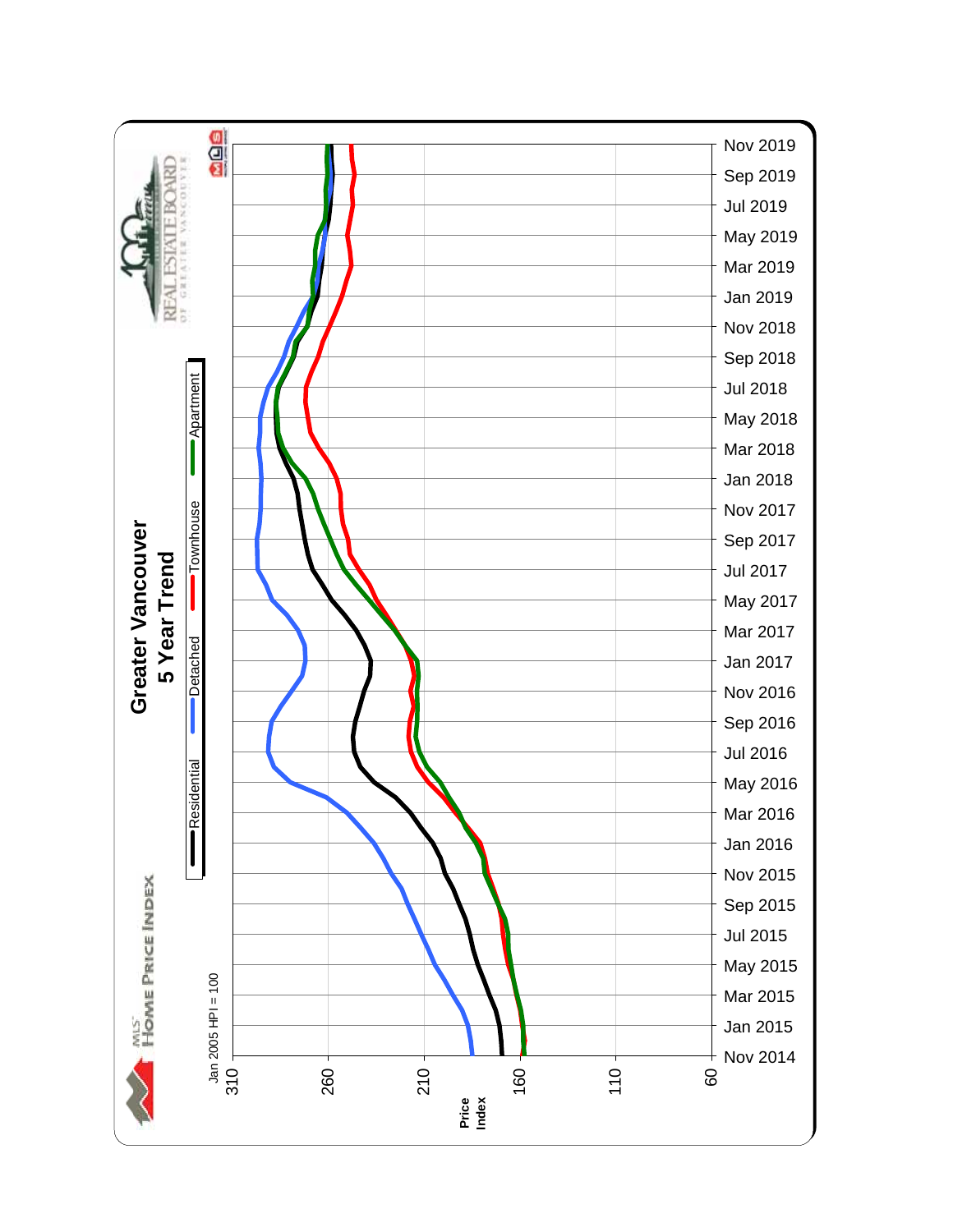MLS® HOME PRICE INDEX

REAL ESTATE BOARD OF GREATER VANCOUVER

# Greater Vancouver
## 5 Year Trend

Residential | Detached | Townhouse | Apartment

Jan 2005 HPI = 100

Price Index: 310, 260, 210, 160, 110, 60

Nov 2014, Jan 2015, Mar 2015, May 2015, Jul 2015, Sep 2015, Nov 2015, Jan 2016, Mar 2016, May 2016, Jul 2016, Sep 2016, Nov 2016, Jan 2017, Mar 2017, May 2017, Jul 2017, Sep 2017, Nov 2017, Jan 2018, Mar 2018, May 2018, Jul 2018, Sep 2018, Nov 2018, Jan 2019, Mar 2019, May 2019, Jul 2019, Sep 2019, Nov 2019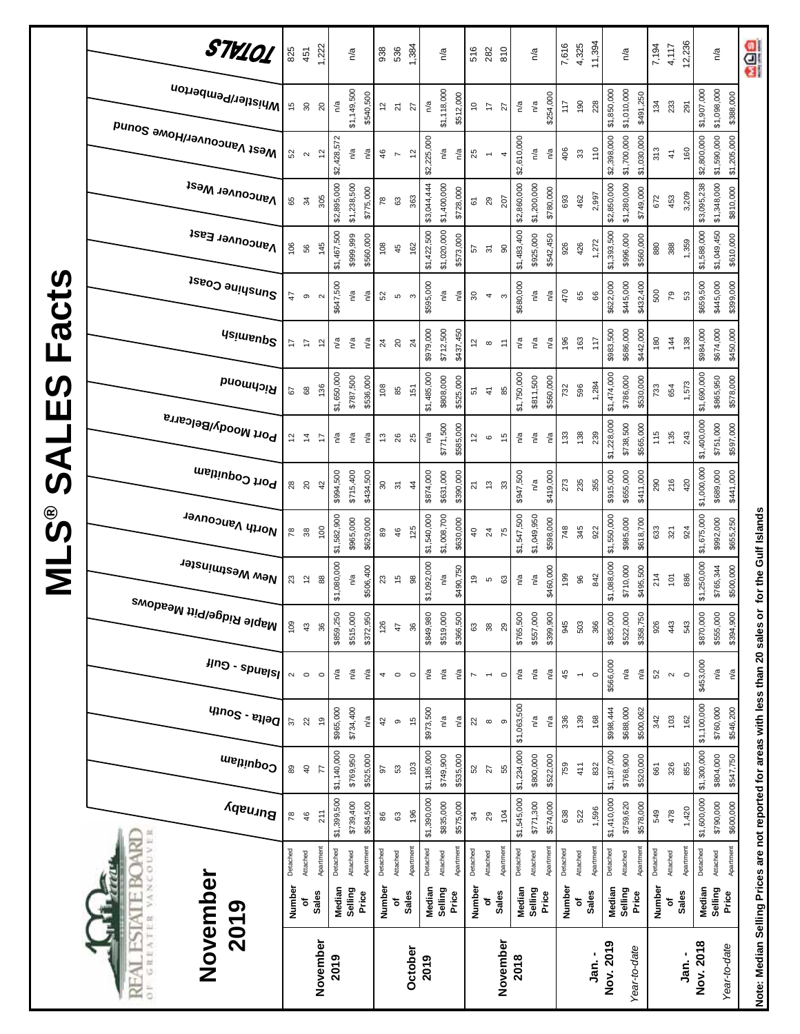# MLS® SALES Facts

## November 2019

| | | | Burnaby | Coquitlam | Delta - South | Islands - Gulf | Maple Ridge/Pitt Meadows | New Westminster | North Vancouver | Port Coquitlam | Port Moody/Belcarra | Richmond | Squamish | Sunshine Coast | Vancouver East | Vancouver West | West Vancouver/Howe Sound | Whistler/Pemberton | TOTALS |
|---|---|---|---|---|---|---|---|---|---|---|---|---|---|---|---|---|---|---|---|
| **November 2019** | **Number of Sales** | Detached | 78 | 89 | 37 | 2 | 109 | 23 | 78 | 28 | 12 | 67 | 17 | 47 | 106 | 65 | 52 | 15 | 825 |
| | | Attached | 46 | 40 | 22 | 0 | 43 | 12 | 38 | 20 | 14 | 68 | 17 | 9 | 56 | 34 | 2 | 30 | 451 |
| | | Apartment | 211 | 77 | 19 | 0 | 36 | 88 | 100 | 42 | 17 | 136 | 12 | 2 | 145 | 305 | 12 | 20 | 1,222 |
| | **Median Selling Price** | Detached | $1,399,500 | $1,140,000 | $965,000 | n/a | $859,250 | $1,080,000 | $1,582,900 | $994,500 | n/a | $1,650,000 | n/a | $647,500 | $1,467,500 | $2,895,000 | $2,428,572 | n/a | n/a |
| | | Attached | $739,400 | $769,950 | $734,400 | n/a | $515,000 | n/a | $965,000 | $715,400 | n/a | $787,500 | n/a | n/a | $999,999 | $1,238,500 | n/a | $1,149,500 | |
| | | Apartment | $584,500 | $525,000 | n/a | n/a | $372,950 | $506,400 | $629,000 | $434,500 | n/a | $536,000 | n/a | n/a | $560,000 | $775,000 | n/a | $540,500 | |
| **October 2019** | **Number of Sales** | Detached | 86 | 97 | 42 | 4 | 126 | 23 | 89 | 30 | 13 | 108 | 24 | 52 | 108 | 78 | 46 | 12 | 938 |
| | | Attached | 63 | 53 | 9 | 0 | 47 | 15 | 46 | 31 | 26 | 85 | 20 | 5 | 45 | 63 | 7 | 21 | 536 |
| | | Apartment | 196 | 103 | 15 | 0 | 36 | 98 | 125 | 44 | 25 | 151 | 24 | 3 | 162 | 363 | 12 | 27 | 1,384 |
| | **Median Selling Price** | Detached | $1,390,000 | $1,185,000 | $973,500 | n/a | $849,980 | $1,092,000 | $1,540,000 | $874,000 | n/a | $1,485,000 | $979,000 | $595,000 | $1,422,500 | $3,044,444 | $2,225,000 | n/a | n/a |
| | | Attached | $835,000 | $749,900 | n/a | n/a | $519,000 | n/a | $1,008,700 | $631,000 | $771,500 | $808,000 | $712,500 | n/a | $1,020,000 | $1,400,000 | n/a | $1,118,000 | |
| | | Apartment | $575,000 | $535,000 | n/a | n/a | $366,500 | $490,750 | $630,000 | $390,000 | $585,000 | $525,000 | $437,450 | n/a | $573,000 | $728,000 | n/a | $512,000 | |
| **November 2018** | **Number of Sales** | Detached | 34 | 52 | 22 | 7 | 63 | 19 | 40 | 21 | 12 | 51 | 12 | 30 | 57 | 61 | 25 | 10 | 516 |
| | | Attached | 29 | 27 | 8 | 1 | 38 | 5 | 24 | 13 | 6 | 41 | 8 | 4 | 31 | 29 | 1 | 17 | 282 |
| | | Apartment | 104 | 55 | 9 | 0 | 29 | 63 | 75 | 33 | 15 | 85 | 11 | 3 | 90 | 207 | 4 | 27 | 810 |
| | **Median Selling Price** | Detached | $1,545,000 | $1,234,000 | $1,063,500 | n/a | $765,500 | n/a | $1,547,500 | $947,500 | n/a | $1,750,000 | n/a | $680,000 | $1,483,400 | $2,860,000 | $2,610,000 | n/a | n/a |
| | | Attached | $771,300 | $800,000 | n/a | n/a | $557,000 | n/a | $1,049,950 | n/a | n/a | $811,500 | n/a | n/a | $925,000 | $1,200,000 | n/a | n/a | |
| | | Apartment | $574,000 | $522,000 | n/a | n/a | $399,900 | $460,000 | $598,000 | $419,000 | n/a | $560,000 | n/a | n/a | $542,450 | $780,000 | n/a | $254,000 | |
| **Jan. - Nov. 2019** *Year-to-date* | **Number of Sales** | Detached | 638 | 759 | 336 | 45 | 945 | 199 | 748 | 273 | 133 | 732 | 196 | 470 | 926 | 693 | 406 | 117 | 7,616 |
| | | Attached | 522 | 411 | 139 | 1 | 503 | 96 | 345 | 235 | 138 | 596 | 163 | 65 | 426 | 462 | 33 | 190 | 4,325 |
| | | Apartment | 1,596 | 832 | 168 | 0 | 366 | 842 | 922 | 355 | 239 | 1,284 | 117 | 66 | 1,272 | 2,997 | 110 | 228 | 11,394 |
| | **Median Selling Price** | Detached | $1,410,000 | $1,187,000 | $998,444 | $566,000 | $835,000 | $1,088,000 | $1,550,000 | $915,000 | $1,228,000 | $1,474,000 | $983,500 | $622,000 | $1,393,500 | $2,850,000 | $2,398,000 | $1,850,000 | n/a |
| | | Attached | $759,620 | $768,900 | $688,000 | n/a | $522,000 | $710,000 | $985,000 | $655,000 | $738,500 | $786,000 | $686,000 | $445,000 | $996,000 | $1,280,000 | $1,700,000 | $1,010,000 | |
| | | Apartment | $578,000 | $520,000 | $500,062 | n/a | $358,750 | $495,500 | $618,700 | $411,000 | $565,000 | $530,000 | $442,000 | $432,400 | $560,000 | $749,000 | $1,030,000 | $491,250 | |
| **Jan. - Nov. 2018** *Year-to-date* | **Number of Sales** | Detached | 549 | 661 | 342 | 52 | 926 | 214 | 633 | 290 | 115 | 733 | 180 | 500 | 880 | 672 | 313 | 134 | 7,194 |
| | | Attached | 478 | 326 | 103 | 2 | 443 | 101 | 321 | 216 | 135 | 654 | 144 | 79 | 388 | 453 | 41 | 233 | 4,117 |
| | | Apartment | 1,420 | 855 | 162 | 0 | 543 | 886 | 924 | 420 | 243 | 1,573 | 138 | 53 | 1,359 | 3,209 | 160 | 291 | 12,236 |
| | **Median Selling Price** | Detached | $1,600,000 | $1,300,000 | $1,100,000 | $453,000 | $870,000 | $1,250,000 | $1,675,000 | $1,000,000 | $1,400,000 | $1,690,000 | $984,000 | $659,500 | $1,588,000 | $3,095,238 | $2,800,000 | $1,907,000 | n/a |
| | | Attached | $790,000 | $804,000 | $760,000 | n/a | $555,000 | $765,344 | $992,000 | $689,000 | $751,000 | $865,950 | $674,000 | $445,000 | $1,049,450 | $1,348,000 | $1,590,000 | $1,098,000 | |
| | | Apartment | $600,000 | $547,750 | $546,200 | n/a | $394,900 | $500,000 | $655,250 | $441,000 | $597,000 | $578,000 | $450,000 | $399,000 | $610,000 | $810,000 | $1,205,000 | $388,000 | |

**Note: Median Selling Prices are not reported for areas with less than 20 sales or for the Gulf Islands**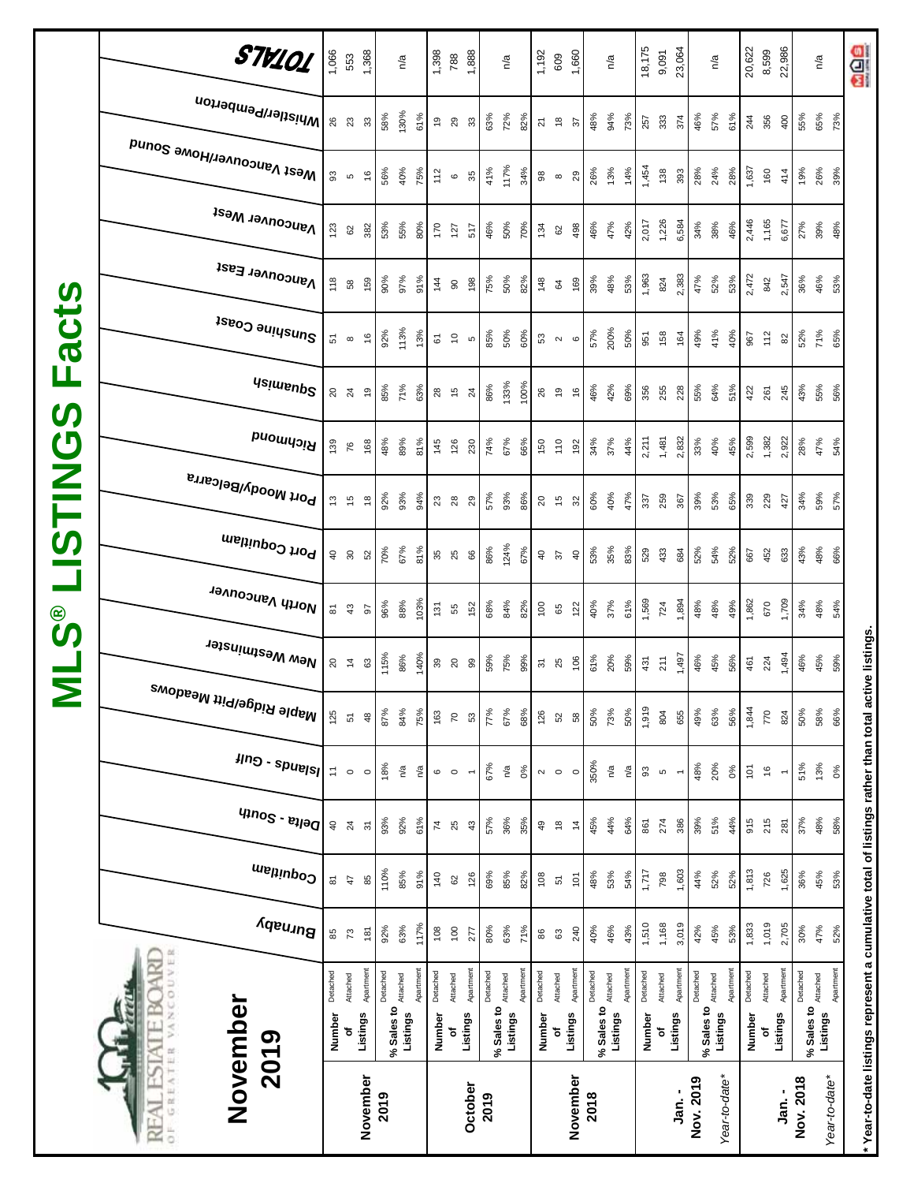# MLS® LISTINGS Facts

## November 2019

| | | | Burnaby | Coquitlam | Delta - South | Islands - Gulf | Maple Ridge/Pitt Meadows | New Westminster | North Vancouver | Port Coquitlam | Port Moody/Belcarra | Richmond | Squamish | Sunshine Coast | Vancouver East | Vancouver West | West Vancouver/Howe Sound | Whistler/Pemberton | TOTALS |
|---|---|---|---|---|---|---|---|---|---|---|---|---|---|---|---|---|---|---|---|
| **November 2019** | Number of Listings | Detached | 85 | 81 | 40 | 11 | 125 | 20 | 81 | 40 | 13 | 139 | 20 | 51 | 118 | 123 | 93 | 26 | 1,066 |
| | | Attached | 73 | 47 | 24 | 0 | 51 | 14 | 43 | 30 | 15 | 76 | 24 | 8 | 58 | 62 | 5 | 23 | 553 |
| | | Apartment | 181 | 85 | 31 | 0 | 48 | 63 | 97 | 52 | 18 | 168 | 19 | 16 | 159 | 382 | 16 | 33 | 1,368 |
| | % Sales to Listings | Detached | 92% | 110% | 93% | 18% | 87% | 115% | 96% | 70% | 92% | 48% | 85% | 92% | 90% | 53% | 56% | 58% | n/a |
| | | Attached | 63% | 85% | 92% | n/a | 84% | 86% | 88% | 67% | 93% | 89% | 71% | 113% | 97% | 55% | 40% | 130% | |
| | | Apartment | 117% | 91% | 61% | n/a | 75% | 140% | 103% | 81% | 94% | 81% | 63% | 13% | 91% | 80% | 75% | 61% | |
| **October 2019** | Number of Listings | Detached | 108 | 140 | 74 | 6 | 163 | 39 | 131 | 35 | 23 | 145 | 28 | 61 | 144 | 170 | 112 | 19 | 1,398 |
| | | Attached | 100 | 62 | 25 | 0 | 70 | 20 | 55 | 25 | 28 | 126 | 15 | 10 | 90 | 127 | 6 | 29 | 788 |
| | | Apartment | 277 | 126 | 43 | 1 | 53 | 99 | 152 | 66 | 29 | 230 | 24 | 5 | 198 | 517 | 35 | 33 | 1,888 |
| | % Sales to Listings | Detached | 80% | 69% | 57% | 67% | 77% | 59% | 68% | 86% | 57% | 74% | 86% | 85% | 75% | 46% | 41% | 63% | n/a |
| | | Attached | 63% | 85% | 36% | n/a | 67% | 75% | 84% | 124% | 93% | 67% | 133% | 50% | 50% | 50% | 117% | 72% | |
| | | Apartment | 71% | 82% | 35% | 0% | 68% | 99% | 82% | 67% | 86% | 66% | 100% | 60% | 82% | 70% | 34% | 82% | |
| **November 2018** | Number of Listings | Detached | 86 | 108 | 49 | 2 | 126 | 31 | 100 | 40 | 20 | 150 | 26 | 53 | 148 | 134 | 98 | 21 | 1,192 |
| | | Attached | 63 | 51 | 18 | 0 | 52 | 25 | 65 | 37 | 15 | 110 | 19 | 2 | 64 | 62 | 8 | 18 | 609 |
| | | Apartment | 240 | 101 | 14 | 0 | 58 | 106 | 122 | 40 | 32 | 192 | 16 | 6 | 169 | 498 | 29 | 37 | 1,660 |
| | % Sales to Listings | Detached | 40% | 48% | 45% | 350% | 50% | 61% | 40% | 53% | 60% | 34% | 46% | 57% | 39% | 46% | 26% | 48% | n/a |
| | | Attached | 46% | 53% | 44% | n/a | 73% | 20% | 37% | 35% | 40% | 37% | 42% | 200% | 48% | 47% | 13% | 94% | |
| | | Apartment | 43% | 54% | 64% | n/a | 50% | 59% | 61% | 83% | 47% | 44% | 69% | 50% | 53% | 42% | 14% | 73% | |
| **Jan. - Nov. 2019** | Number of Listings | Detached | 1,510 | 1,717 | 861 | 93 | 1,919 | 431 | 1,569 | 529 | 337 | 2,211 | 356 | 951 | 1,963 | 2,017 | 1,454 | 257 | 18,175 |
| | | Attached | 1,168 | 798 | 274 | 5 | 804 | 211 | 724 | 433 | 259 | 1,481 | 255 | 158 | 824 | 1,226 | 138 | 333 | 9,091 |
| | | Apartment | 3,019 | 1,603 | 386 | 1 | 655 | 1,497 | 1,894 | 684 | 367 | 2,832 | 228 | 164 | 2,383 | 6,584 | 393 | 374 | 23,064 |
| *Year-to-date** | % Sales to Listings | Detached | 42% | 44% | 39% | 48% | 49% | 46% | 48% | 52% | 39% | 33% | 55% | 49% | 47% | 34% | 28% | 46% | n/a |
| | | Attached | 45% | 52% | 51% | 20% | 63% | 45% | 48% | 54% | 53% | 40% | 64% | 41% | 52% | 38% | 24% | 57% | |
| | | Apartment | 53% | 52% | 44% | 0% | 56% | 56% | 49% | 52% | 65% | 45% | 51% | 40% | 53% | 46% | 28% | 61% | |
| **Jan. - Nov. 2018** | Number of Listings | Detached | 1,833 | 1,813 | 915 | 101 | 1,844 | 461 | 1,862 | 667 | 339 | 2,599 | 422 | 967 | 2,472 | 2,446 | 1,637 | 244 | 20,622 |
| | | Attached | 1,019 | 726 | 215 | 16 | 770 | 224 | 670 | 452 | 229 | 1,382 | 261 | 112 | 842 | 1,165 | 160 | 356 | 8,599 |
| | | Apartment | 2,705 | 1,625 | 281 | 1 | 824 | 1,494 | 1,709 | 633 | 427 | 2,922 | 245 | 82 | 2,547 | 6,677 | 414 | 400 | 22,986 |
| *Year-to-date** | % Sales to Listings | Detached | 30% | 36% | 37% | 51% | 50% | 46% | 34% | 43% | 34% | 28% | 43% | 52% | 36% | 27% | 19% | 55% | n/a |
| | | Attached | 47% | 45% | 48% | 13% | 58% | 45% | 48% | 48% | 59% | 47% | 55% | 71% | 46% | 39% | 26% | 65% | |
| | | Apartment | 52% | 53% | 58% | 0% | 66% | 59% | 54% | 66% | 57% | 54% | 56% | 65% | 53% | 48% | 39% | 73% | |

\* Year-to-date listings represent a cumulative total of listings rather than total active listings.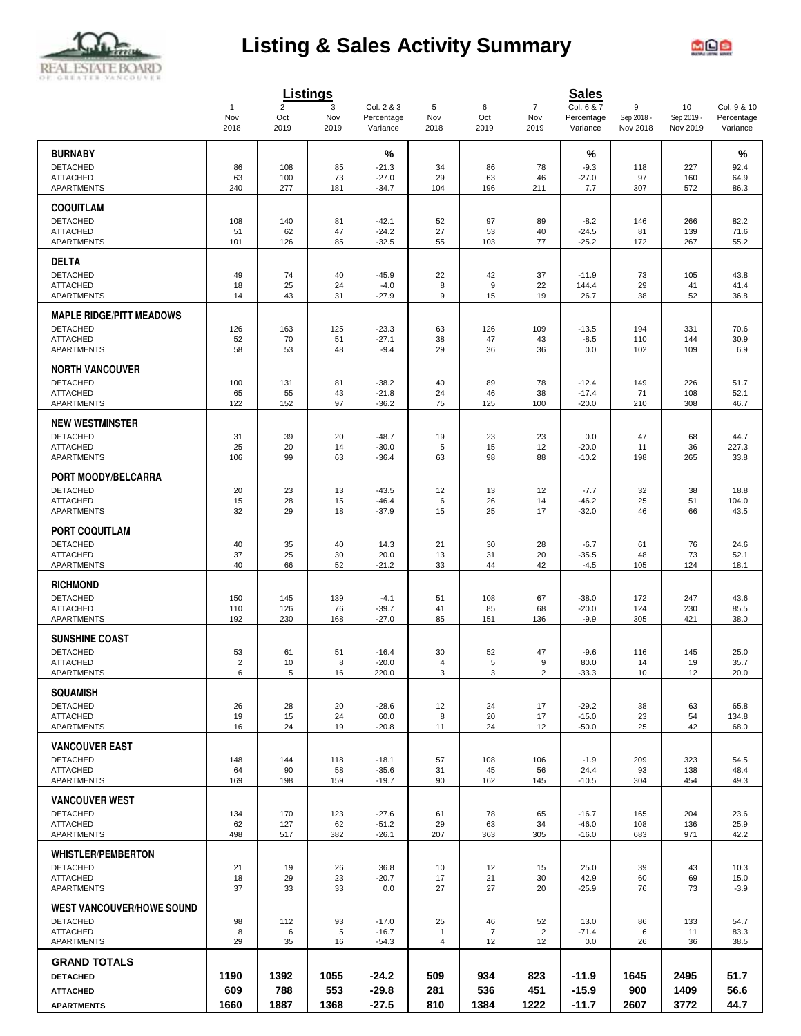# Listing & Sales Activity Summary

| | Listings | | | | Sales | | | | | | |
|---|---|---|---|---|---|---|---|---|---|---|---|
| | 1<br>Nov<br>2018 | 2<br>Oct<br>2019 | 3<br>Nov<br>2019 | Col. 2 & 3<br>Percentage<br>Variance | 5<br>Nov<br>2018 | 6<br>Oct<br>2019 | 7<br>Nov<br>2019 | Col. 6 & 7<br>Percentage<br>Variance | 9<br>Sep 2018 -<br>Nov 2018 | 10<br>Sep 2019 -<br>Nov 2019 | Col. 9 & 10<br>Percentage<br>Variance |
| **BURNABY** | | | | % | | | | % | | | % |
| DETACHED | 86 | 108 | 85 | -21.3 | 34 | 86 | 78 | -9.3 | 118 | 227 | 92.4 |
| ATTACHED | 63 | 100 | 73 | -27.0 | 29 | 63 | 46 | -27.0 | 97 | 160 | 64.9 |
| APARTMENTS | 240 | 277 | 181 | -34.7 | 104 | 196 | 211 | 7.7 | 307 | 572 | 86.3 |
| **COQUITLAM** | | | | | | | | | | | |
| DETACHED | 108 | 140 | 81 | -42.1 | 52 | 97 | 89 | -8.2 | 146 | 266 | 82.2 |
| ATTACHED | 51 | 62 | 47 | -24.2 | 27 | 53 | 40 | -24.5 | 81 | 139 | 71.6 |
| APARTMENTS | 101 | 126 | 85 | -32.5 | 55 | 103 | 77 | -25.2 | 172 | 267 | 55.2 |
| **DELTA** | | | | | | | | | | | |
| DETACHED | 49 | 74 | 40 | -45.9 | 22 | 42 | 37 | -11.9 | 73 | 105 | 43.8 |
| ATTACHED | 18 | 25 | 24 | -4.0 | 8 | 9 | 22 | 144.4 | 29 | 41 | 41.4 |
| APARTMENTS | 14 | 43 | 31 | -27.9 | 9 | 15 | 19 | 26.7 | 38 | 52 | 36.8 |
| **MAPLE RIDGE/PITT MEADOWS** | | | | | | | | | | | |
| DETACHED | 126 | 163 | 125 | -23.3 | 63 | 126 | 109 | -13.5 | 194 | 331 | 70.6 |
| ATTACHED | 52 | 70 | 51 | -27.1 | 38 | 47 | 43 | -8.5 | 110 | 144 | 30.9 |
| APARTMENTS | 58 | 53 | 48 | -9.4 | 29 | 36 | 36 | 0.0 | 102 | 109 | 6.9 |
| **NORTH VANCOUVER** | | | | | | | | | | | |
| DETACHED | 100 | 131 | 81 | -38.2 | 40 | 89 | 78 | -12.4 | 149 | 226 | 51.7 |
| ATTACHED | 65 | 55 | 43 | -21.8 | 24 | 46 | 38 | -17.4 | 71 | 108 | 52.1 |
| APARTMENTS | 122 | 152 | 97 | -36.2 | 75 | 125 | 100 | -20.0 | 210 | 308 | 46.7 |
| **NEW WESTMINSTER** | | | | | | | | | | | |
| DETACHED | 31 | 39 | 20 | -48.7 | 19 | 23 | 23 | 0.0 | 47 | 68 | 44.7 |
| ATTACHED | 25 | 20 | 14 | -30.0 | 5 | 15 | 12 | -20.0 | 11 | 36 | 227.3 |
| APARTMENTS | 106 | 99 | 63 | -36.4 | 63 | 98 | 88 | -10.2 | 198 | 265 | 33.8 |
| **PORT MOODY/BELCARRA** | | | | | | | | | | | |
| DETACHED | 20 | 23 | 13 | -43.5 | 12 | 13 | 12 | -7.7 | 32 | 38 | 18.8 |
| ATTACHED | 15 | 28 | 15 | -46.4 | 6 | 26 | 14 | -46.2 | 25 | 51 | 104.0 |
| APARTMENTS | 32 | 29 | 18 | -37.9 | 15 | 25 | 17 | -32.0 | 46 | 66 | 43.5 |
| **PORT COQUITLAM** | | | | | | | | | | | |
| DETACHED | 40 | 35 | 40 | 14.3 | 21 | 30 | 28 | -6.7 | 61 | 76 | 24.6 |
| ATTACHED | 37 | 25 | 30 | 20.0 | 13 | 31 | 20 | -35.5 | 48 | 73 | 52.1 |
| APARTMENTS | 40 | 66 | 52 | -21.2 | 33 | 44 | 42 | -4.5 | 105 | 124 | 18.1 |
| **RICHMOND** | | | | | | | | | | | |
| DETACHED | 150 | 145 | 139 | -4.1 | 51 | 108 | 67 | -38.0 | 172 | 247 | 43.6 |
| ATTACHED | 110 | 126 | 76 | -39.7 | 41 | 85 | 68 | -20.0 | 124 | 230 | 85.5 |
| APARTMENTS | 192 | 230 | 168 | -27.0 | 85 | 151 | 136 | -9.9 | 305 | 421 | 38.0 |
| **SUNSHINE COAST** | | | | | | | | | | | |
| DETACHED | 53 | 61 | 51 | -16.4 | 30 | 52 | 47 | -9.6 | 116 | 145 | 25.0 |
| ATTACHED | 2 | 10 | 8 | -20.0 | 4 | 5 | 9 | 80.0 | 14 | 19 | 35.7 |
| APARTMENTS | 6 | 5 | 16 | 220.0 | 3 | 3 | 2 | -33.3 | 10 | 12 | 20.0 |
| **SQUAMISH** | | | | | | | | | | | |
| DETACHED | 26 | 28 | 20 | -28.6 | 12 | 24 | 17 | -29.2 | 38 | 63 | 65.8 |
| ATTACHED | 19 | 15 | 24 | 60.0 | 8 | 20 | 17 | -15.0 | 23 | 54 | 134.8 |
| APARTMENTS | 16 | 24 | 19 | -20.8 | 11 | 24 | 12 | -50.0 | 25 | 42 | 68.0 |
| **VANCOUVER EAST** | | | | | | | | | | | |
| DETACHED | 148 | 144 | 118 | -18.1 | 57 | 108 | 106 | -1.9 | 209 | 323 | 54.5 |
| ATTACHED | 64 | 90 | 58 | -35.6 | 31 | 45 | 56 | 24.4 | 93 | 138 | 48.4 |
| APARTMENTS | 169 | 198 | 159 | -19.7 | 90 | 162 | 145 | -10.5 | 304 | 454 | 49.3 |
| **VANCOUVER WEST** | | | | | | | | | | | |
| DETACHED | 134 | 170 | 123 | -27.6 | 61 | 78 | 65 | -16.7 | 165 | 204 | 23.6 |
| ATTACHED | 62 | 127 | 62 | -51.2 | 29 | 63 | 34 | -46.0 | 108 | 136 | 25.9 |
| APARTMENTS | 498 | 517 | 382 | -26.1 | 207 | 363 | 305 | -16.0 | 683 | 971 | 42.2 |
| **WHISTLER/PEMBERTON** | | | | | | | | | | | |
| DETACHED | 21 | 19 | 26 | 36.8 | 10 | 12 | 15 | 25.0 | 39 | 43 | 10.3 |
| ATTACHED | 18 | 29 | 23 | -20.7 | 17 | 21 | 30 | 42.9 | 60 | 69 | 15.0 |
| APARTMENTS | 37 | 33 | 33 | 0.0 | 27 | 27 | 20 | -25.9 | 76 | 73 | -3.9 |
| **WEST VANCOUVER/HOWE SOUND** | | | | | | | | | | | |
| DETACHED | 98 | 112 | 93 | -17.0 | 25 | 46 | 52 | 13.0 | 86 | 133 | 54.7 |
| ATTACHED | 8 | 6 | 5 | -16.7 | 1 | 7 | 2 | -71.4 | 6 | 11 | 83.3 |
| APARTMENTS | 29 | 35 | 16 | -54.3 | 4 | 12 | 12 | 0.0 | 26 | 36 | 38.5 |
| **GRAND TOTALS** | | | | | | | | | | | |
| **DETACHED** | **1190** | **1392** | **1055** | **-24.2** | **509** | **934** | **823** | **-11.9** | **1645** | **2495** | **51.7** |
| **ATTACHED** | **609** | **788** | **553** | **-29.8** | **281** | **536** | **451** | **-15.9** | **900** | **1409** | **56.6** |
| **APARTMENTS** | **1660** | **1887** | **1368** | **-27.5** | **810** | **1384** | **1222** | **-11.7** | **2607** | **3772** | **44.7** |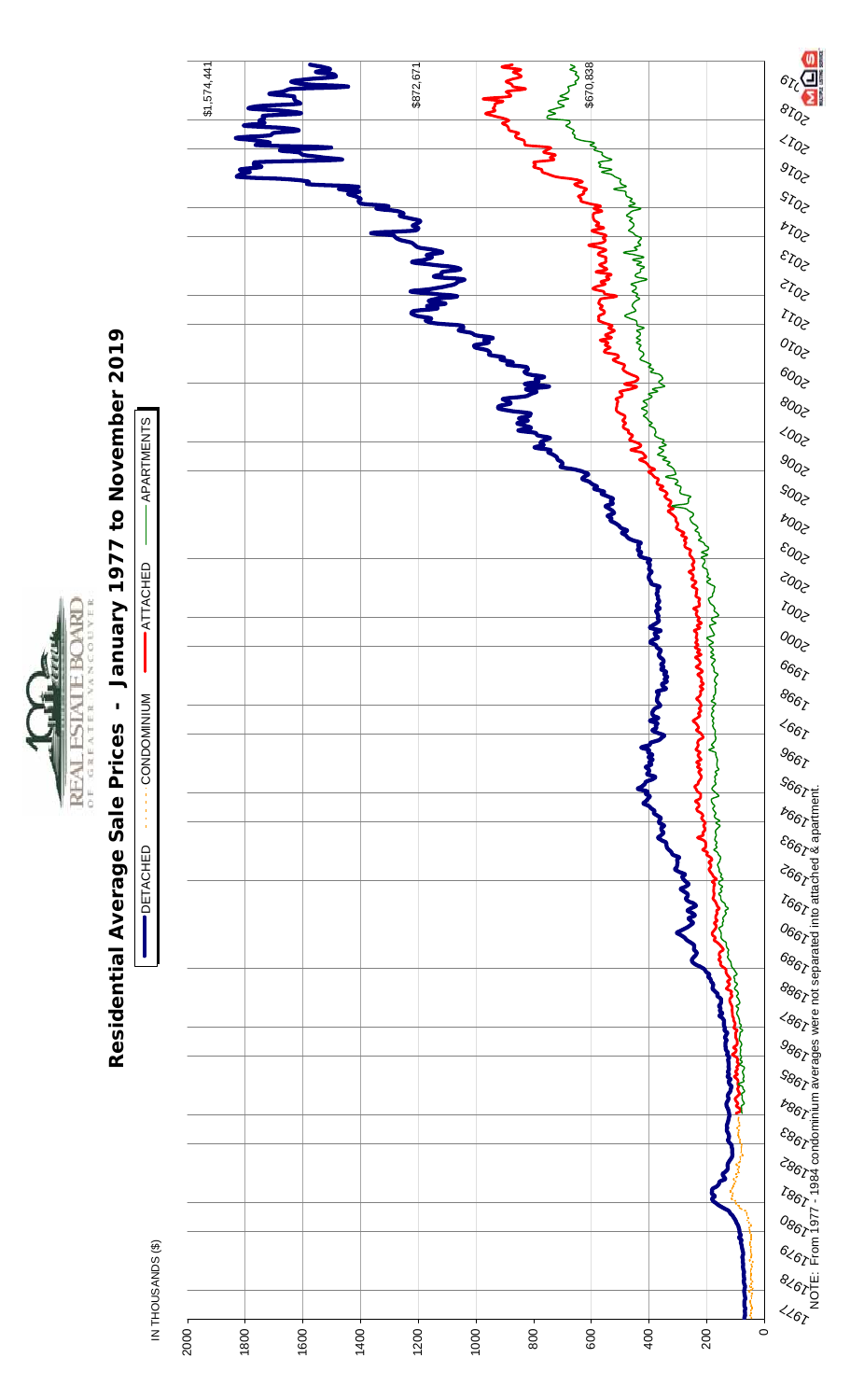# Residential Average Sale Prices - January 1977 to November 2019

REAL ESTATE BOARD OF GREATER VANCOUVER

DETACHED
CONDOMINIUM
ATTACHED
APARTMENTS

IN THOUSANDS ($)

0
200
400
600
800
1000
1200
1400
1600
1800
2000

1977
1978
1979
1980
1981
1982
1983
1984
1985
1986
1987
1988
1989
1990
1991
1992
1993
1994
1995
1996
1997
1998
1999
2000
2001
2002
2003
2004
2005
2006
2007
2008
2009
2010
2011
2012
2013
2014
2015
2016
2017
2018
2019

$1,574,441
$872,671
$670,838

NOTE: From 1977 - 1984 condominium averages were not separated into attached & apartment.